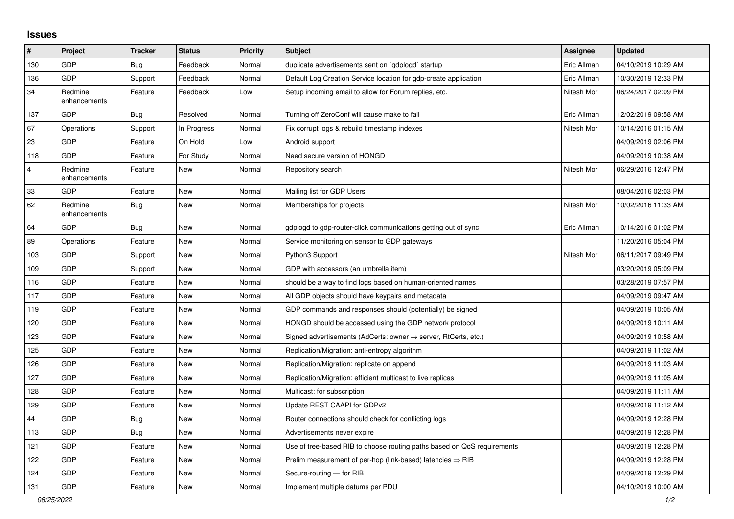## Issues

| # | Project | Tracker | Status | Priority | Subject | Assignee | Updated |
|---|---|---|---|---|---|---|---|
| 130 | GDP | Bug | Feedback | Normal | duplicate advertisements sent on `gdplogd` startup | Eric Allman | 04/10/2019 10:29 AM |
| 136 | GDP | Support | Feedback | Normal | Default Log Creation Service location for gdp-create application | Eric Allman | 10/30/2019 12:33 PM |
| 34 | Redmine enhancements | Feature | Feedback | Low | Setup incoming email to allow for Forum replies, etc. | Nitesh Mor | 06/24/2017 02:09 PM |
| 137 | GDP | Bug | Resolved | Normal | Turning off ZeroConf will cause make to fail | Eric Allman | 12/02/2019 09:58 AM |
| 67 | Operations | Support | In Progress | Normal | Fix corrupt logs & rebuild timestamp indexes | Nitesh Mor | 10/14/2016 01:15 AM |
| 23 | GDP | Feature | On Hold | Low | Android support | | 04/09/2019 02:06 PM |
| 118 | GDP | Feature | For Study | Normal | Need secure version of HONGD | | 04/09/2019 10:38 AM |
| 4 | Redmine enhancements | Feature | New | Normal | Repository search | Nitesh Mor | 06/29/2016 12:47 PM |
| 33 | GDP | Feature | New | Normal | Mailing list for GDP Users | | 08/04/2016 02:03 PM |
| 62 | Redmine enhancements | Bug | New | Normal | Memberships for projects | Nitesh Mor | 10/02/2016 11:33 AM |
| 64 | GDP | Bug | New | Normal | gdplogd to gdp-router-click communications getting out of sync | Eric Allman | 10/14/2016 01:02 PM |
| 89 | Operations | Feature | New | Normal | Service monitoring on sensor to GDP gateways | | 11/20/2016 05:04 PM |
| 103 | GDP | Support | New | Normal | Python3 Support | Nitesh Mor | 06/11/2017 09:49 PM |
| 109 | GDP | Support | New | Normal | GDP with accessors (an umbrella item) | | 03/20/2019 05:09 PM |
| 116 | GDP | Feature | New | Normal | should be a way to find logs based on human-oriented names | | 03/28/2019 07:57 PM |
| 117 | GDP | Feature | New | Normal | All GDP objects should have keypairs and metadata | | 04/09/2019 09:47 AM |
| 119 | GDP | Feature | New | Normal | GDP commands and responses should (potentially) be signed | | 04/09/2019 10:05 AM |
| 120 | GDP | Feature | New | Normal | HONGD should be accessed using the GDP network protocol | | 04/09/2019 10:11 AM |
| 123 | GDP | Feature | New | Normal | Signed advertisements (AdCerts: owner → server, RtCerts, etc.) | | 04/09/2019 10:58 AM |
| 125 | GDP | Feature | New | Normal | Replication/Migration: anti-entropy algorithm | | 04/09/2019 11:02 AM |
| 126 | GDP | Feature | New | Normal | Replication/Migration: replicate on append | | 04/09/2019 11:03 AM |
| 127 | GDP | Feature | New | Normal | Replication/Migration: efficient multicast to live replicas | | 04/09/2019 11:05 AM |
| 128 | GDP | Feature | New | Normal | Multicast: for subscription | | 04/09/2019 11:11 AM |
| 129 | GDP | Feature | New | Normal | Update REST CAAPI for GDPv2 | | 04/09/2019 11:12 AM |
| 44 | GDP | Bug | New | Normal | Router connections should check for conflicting logs | | 04/09/2019 12:28 PM |
| 113 | GDP | Bug | New | Normal | Advertisements never expire | | 04/09/2019 12:28 PM |
| 121 | GDP | Feature | New | Normal | Use of tree-based RIB to choose routing paths based on QoS requirements | | 04/09/2019 12:28 PM |
| 122 | GDP | Feature | New | Normal | Prelim measurement of per-hop (link-based) latencies ⇒ RIB | | 04/09/2019 12:28 PM |
| 124 | GDP | Feature | New | Normal | Secure-routing — for RIB | | 04/09/2019 12:29 PM |
| 131 | GDP | Feature | New | Normal | Implement multiple datums per PDU | | 04/10/2019 10:00 AM |

*06/25/2022*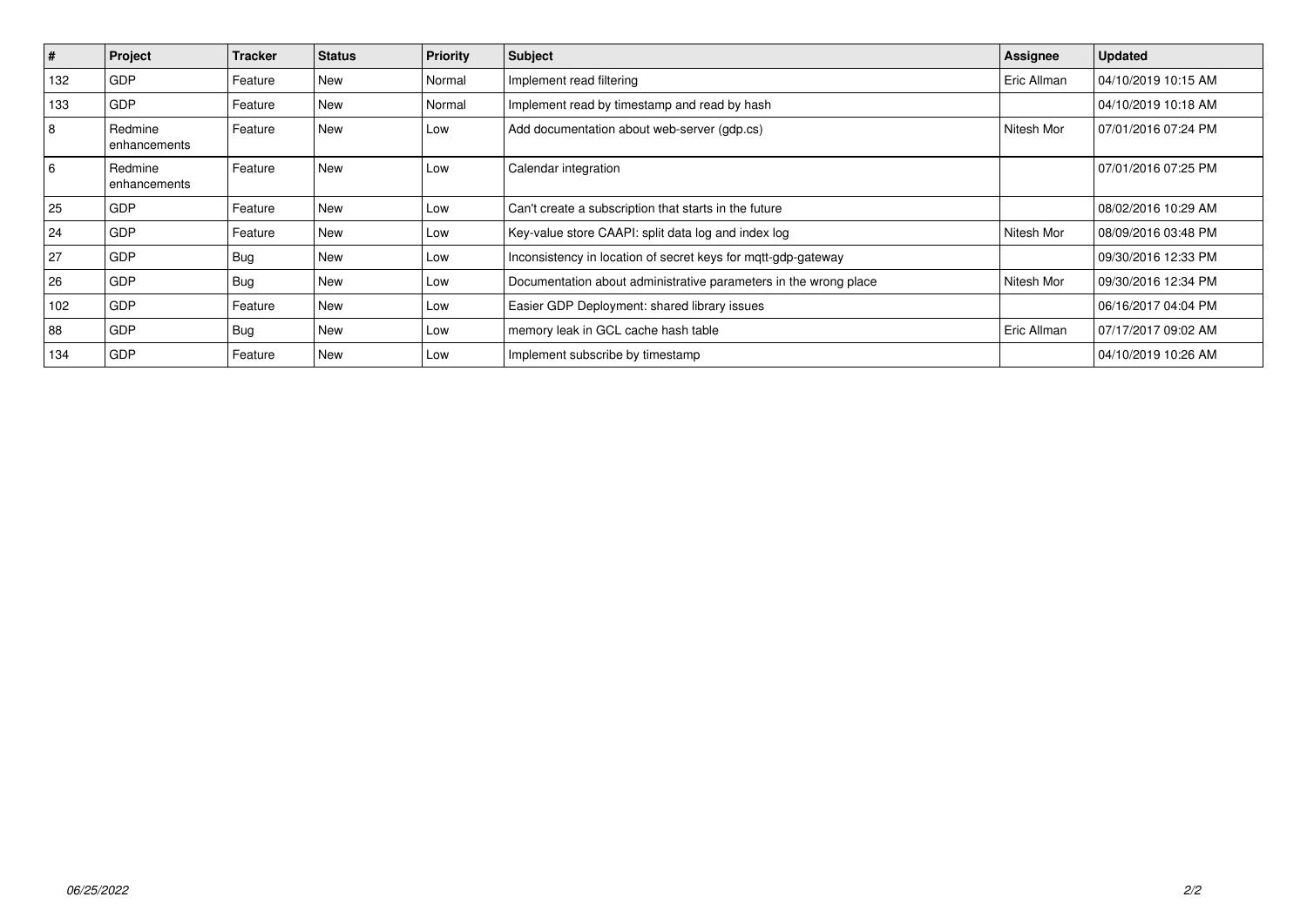| # | Project | Tracker | Status | Priority | Subject | Assignee | Updated |
| --- | --- | --- | --- | --- | --- | --- | --- |
| 132 | GDP | Feature | New | Normal | Implement read filtering | Eric Allman | 04/10/2019 10:15 AM |
| 133 | GDP | Feature | New | Normal | Implement read by timestamp and read by hash | | 04/10/2019 10:18 AM |
| 8 | Redmine enhancements | Feature | New | Low | Add documentation about web-server (gdp.cs) | Nitesh Mor | 07/01/2016 07:24 PM |
| 6 | Redmine enhancements | Feature | New | Low | Calendar integration | | 07/01/2016 07:25 PM |
| 25 | GDP | Feature | New | Low | Can't create a subscription that starts in the future | | 08/02/2016 10:29 AM |
| 24 | GDP | Feature | New | Low | Key-value store CAAPI: split data log and index log | Nitesh Mor | 08/09/2016 03:48 PM |
| 27 | GDP | Bug | New | Low | Inconsistency in location of secret keys for mqtt-gdp-gateway | | 09/30/2016 12:33 PM |
| 26 | GDP | Bug | New | Low | Documentation about administrative parameters in the wrong place | Nitesh Mor | 09/30/2016 12:34 PM |
| 102 | GDP | Feature | New | Low | Easier GDP Deployment: shared library issues | | 06/16/2017 04:04 PM |
| 88 | GDP | Bug | New | Low | memory leak in GCL cache hash table | Eric Allman | 07/17/2017 09:02 AM |
| 134 | GDP | Feature | New | Low | Implement subscribe by timestamp | | 04/10/2019 10:26 AM |

*06/25/2022*